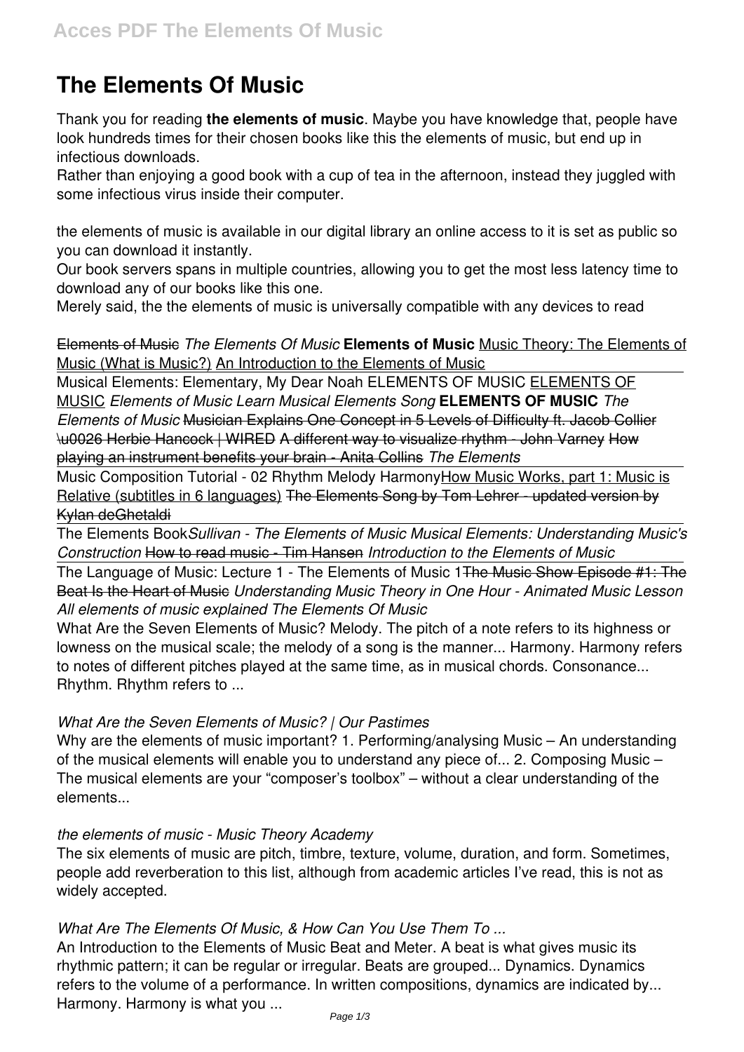# The Elements Of Music

Thank you for reading **the elements of music**. Maybe you have knowledge that, people have look hundreds times for their chosen books like this the elements of music, but end up in infectious downloads.

Rather than enjoying a good book with a cup of tea in the afternoon, instead they juggled with some infectious virus inside their computer.

the elements of music is available in our digital library an online access to it is set as public so you can download it instantly.

Our book servers spans in multiple countries, allowing you to get the most less latency time to download any of our books like this one.

Merely said, the the elements of music is universally compatible with any devices to read

~~Elements of Music~~ *The Elements Of Music* **Elements of Music** Music Theory: The Elements of Music (What is Music?) An Introduction to the Elements of Music

Musical Elements: Elementary, My Dear Noah ELEMENTS OF MUSIC ELEMENTS OF MUSIC *Elements of Music Learn Musical Elements Song* **ELEMENTS OF MUSIC** *The Elements of Music* ~~Musician Explains One Concept in 5 Levels of Difficulty ft. Jacob Collier \u0026 Herbie Hancock | WIRED~~ ~~A different way to visualize rhythm - John Varney~~ ~~How playing an instrument benefits your brain - Anita Collins~~ *The Elements*

Music Composition Tutorial - 02 Rhythm Melody Harmony How Music Works, part 1: Music is Relative (subtitles in 6 languages) ~~The Elements Song by Tom Lehrer - updated version by Kylan deGhetaldi~~

The Elements Book *Sullivan - The Elements of Music* *Musical Elements: Understanding Music's Construction* How to read music - Tim Hansen *Introduction to the Elements of Music*

The Language of Music: Lecture 1 - The Elements of Music 1 ~~The Music Show Episode #1: The Beat Is the Heart of Music~~ *Understanding Music Theory in One Hour - Animated Music Lesson* *All elements of music explained* *The Elements Of Music*

What Are the Seven Elements of Music? Melody. The pitch of a note refers to its highness or lowness on the musical scale; the melody of a song is the manner... Harmony. Harmony refers to notes of different pitches played at the same time, as in musical chords. Consonance... Rhythm. Rhythm refers to ...

*What Are the Seven Elements of Music? | Our Pastimes*

Why are the elements of music important? 1. Performing/analysing Music – An understanding of the musical elements will enable you to understand any piece of... 2. Composing Music – The musical elements are your "composer's toolbox" – without a clear understanding of the elements...

*the elements of music - Music Theory Academy*

The six elements of music are pitch, timbre, texture, volume, duration, and form. Sometimes, people add reverberation to this list, although from academic articles I've read, this is not as widely accepted.

*What Are The Elements Of Music, & How Can You Use Them To ...*

An Introduction to the Elements of Music Beat and Meter. A beat is what gives music its rhythmic pattern; it can be regular or irregular. Beats are grouped... Dynamics. Dynamics refers to the volume of a performance. In written compositions, dynamics are indicated by... Harmony. Harmony is what you ...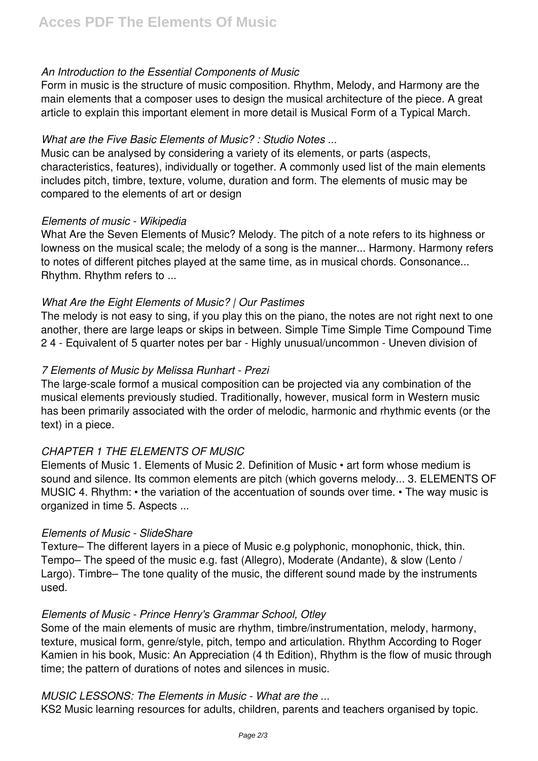*An Introduction to the Essential Components of Music*

Form in music is the structure of music composition. Rhythm, Melody, and Harmony are the main elements that a composer uses to design the musical architecture of the piece. A great article to explain this important element in more detail is Musical Form of a Typical March.

*What are the Five Basic Elements of Music? : Studio Notes ...*

Music can be analysed by considering a variety of its elements, or parts (aspects, characteristics, features), individually or together. A commonly used list of the main elements includes pitch, timbre, texture, volume, duration and form. The elements of music may be compared to the elements of art or design

*Elements of music - Wikipedia*

What Are the Seven Elements of Music? Melody. The pitch of a note refers to its highness or lowness on the musical scale; the melody of a song is the manner... Harmony. Harmony refers to notes of different pitches played at the same time, as in musical chords. Consonance... Rhythm. Rhythm refers to ...

*What Are the Eight Elements of Music? | Our Pastimes*

The melody is not easy to sing, if you play this on the piano, the notes are not right next to one another, there are large leaps or skips in between. Simple Time Simple Time Compound Time 2 4 - Equivalent of 5 quarter notes per bar - Highly unusual/uncommon - Uneven division of

*7 Elements of Music by Melissa Runhart - Prezi*

The large-scale formof a musical composition can be projected via any combination of the musical elements previously studied. Traditionally, however, musical form in Western music has been primarily associated with the order of melodic, harmonic and rhythmic events (or the text) in a piece.

*CHAPTER 1 THE ELEMENTS OF MUSIC*

Elements of Music 1. Elements of Music 2. Definition of Music • art form whose medium is sound and silence. Its common elements are pitch (which governs melody... 3. ELEMENTS OF MUSIC 4. Rhythm: • the variation of the accentuation of sounds over time. • The way music is organized in time 5. Aspects ...

*Elements of Music - SlideShare*

Texture– The different layers in a piece of Music e.g polyphonic, monophonic, thick, thin. Tempo– The speed of the music e.g. fast (Allegro), Moderate (Andante), & slow (Lento / Largo). Timbre– The tone quality of the music, the different sound made by the instruments used.

*Elements of Music - Prince Henry's Grammar School, Otley*

Some of the main elements of music are rhythm, timbre/instrumentation, melody, harmony, texture, musical form, genre/style, pitch, tempo and articulation. Rhythm According to Roger Kamien in his book, Music: An Appreciation (4 th Edition), Rhythm is the flow of music through time; the pattern of durations of notes and silences in music.

*MUSIC LESSONS: The Elements in Music - What are the ...*

KS2 Music learning resources for adults, children, parents and teachers organised by topic.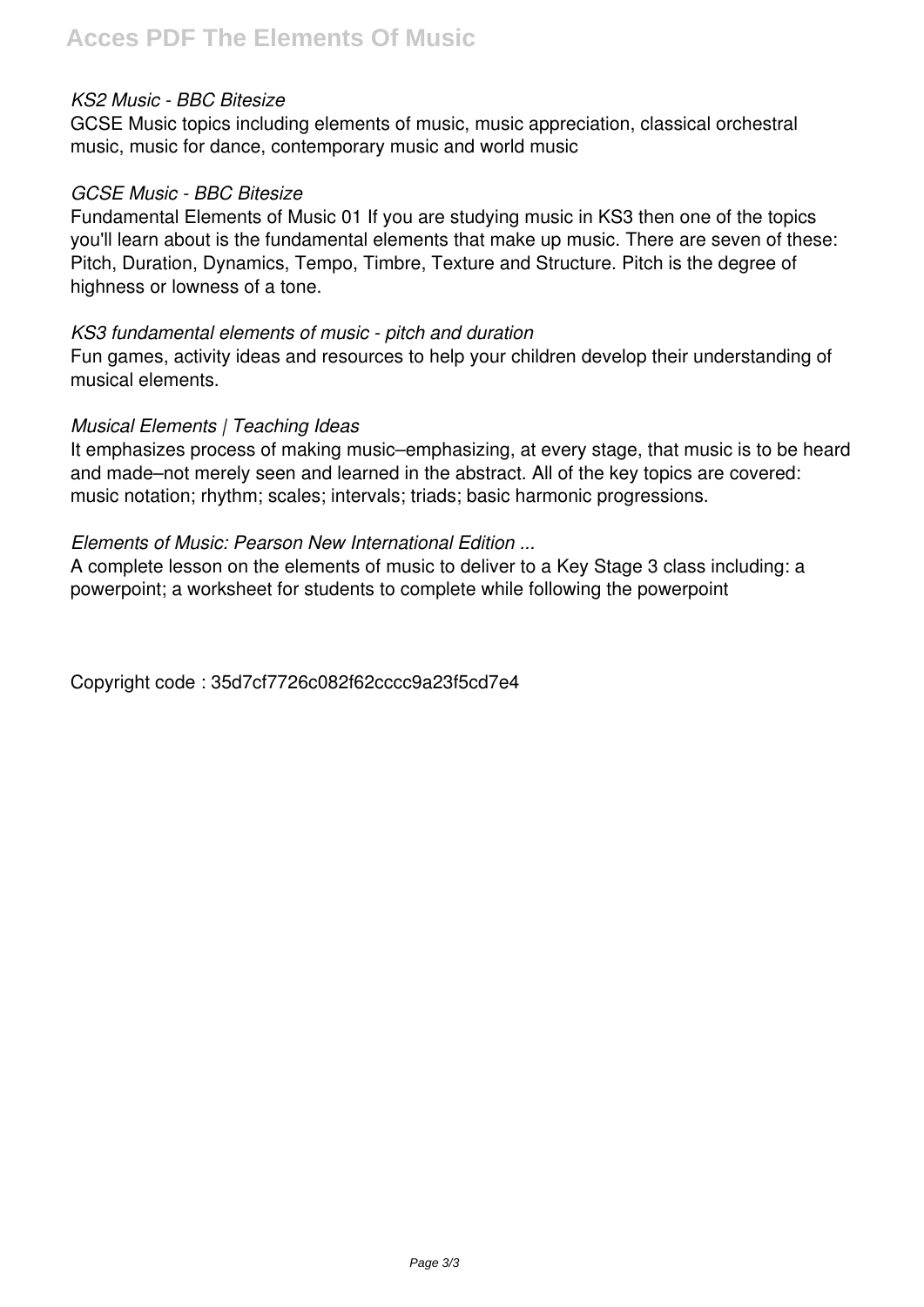*KS2 Music - BBC Bitesize*

GCSE Music topics including elements of music, music appreciation, classical orchestral music, music for dance, contemporary music and world music

*GCSE Music - BBC Bitesize*

Fundamental Elements of Music 01 If you are studying music in KS3 then one of the topics you'll learn about is the fundamental elements that make up music. There are seven of these: Pitch, Duration, Dynamics, Tempo, Timbre, Texture and Structure. Pitch is the degree of highness or lowness of a tone.

*KS3 fundamental elements of music - pitch and duration*

Fun games, activity ideas and resources to help your children develop their understanding of musical elements.

*Musical Elements | Teaching Ideas*

It emphasizes process of making music–emphasizing, at every stage, that music is to be heard and made–not merely seen and learned in the abstract. All of the key topics are covered: music notation; rhythm; scales; intervals; triads; basic harmonic progressions.

*Elements of Music: Pearson New International Edition ...*

A complete lesson on the elements of music to deliver to a Key Stage 3 class including: a powerpoint; a worksheet for students to complete while following the powerpoint

Copyright code : 35d7cf7726c082f62cccc9a23f5cd7e4